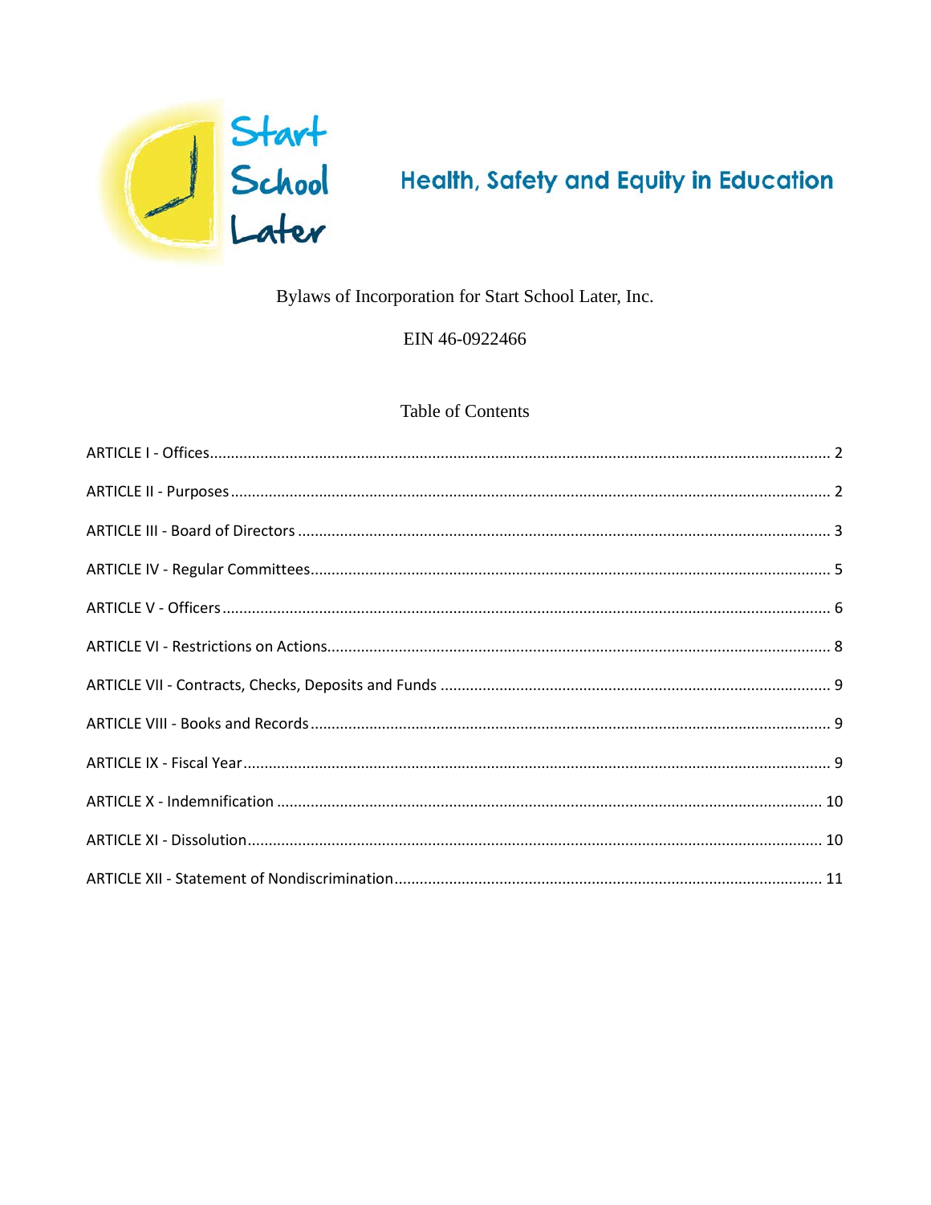Start School Later

Health, Safety and Equity in Education

Bylaws of Incorporation for Start School Later, Inc.

EIN 46-0922466

## Table of Contents

ARTICLE I - Offices ............ 2

ARTICLE II - Purposes ............ 2

ARTICLE III - Board of Directors ............ 3

ARTICLE IV - Regular Committees ............ 5

ARTICLE V - Officers ............ 6

ARTICLE VI - Restrictions on Actions ............ 8

ARTICLE VII - Contracts, Checks, Deposits and Funds ............ 9

ARTICLE VIII - Books and Records ............ 9

ARTICLE IX - Fiscal Year ............ 9

ARTICLE X - Indemnification ............ 10

ARTICLE XI - Dissolution ............ 10

ARTICLE XII - Statement of Nondiscrimination ............ 11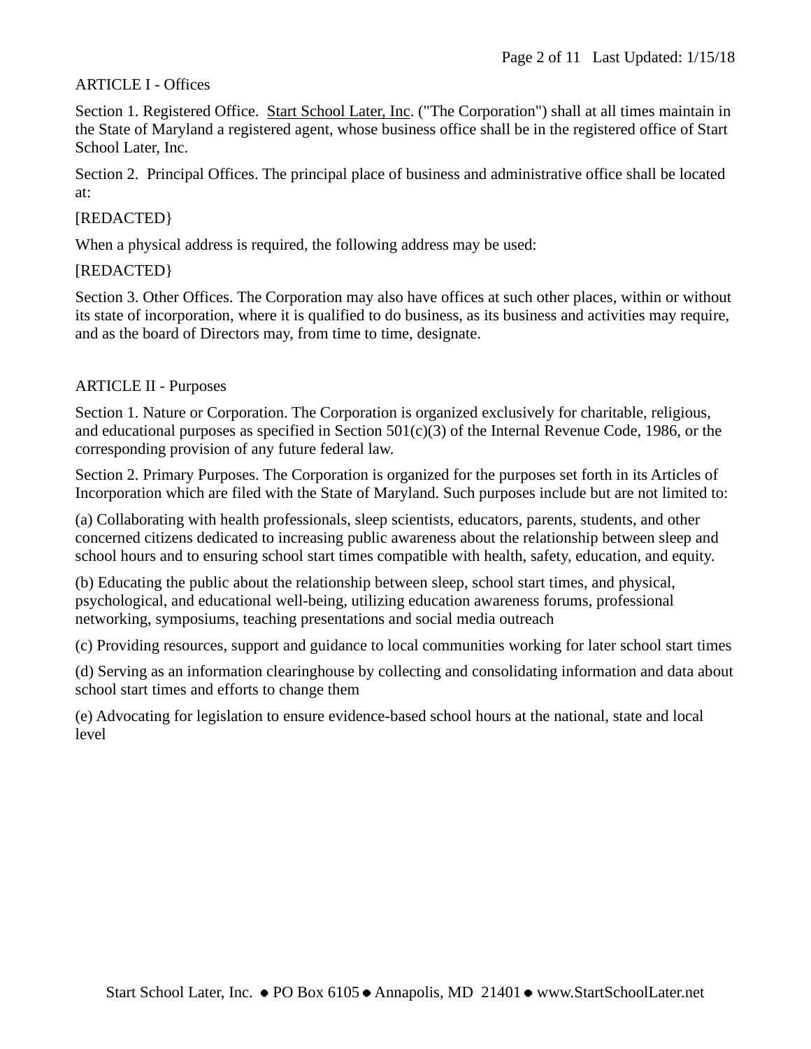## ARTICLE I - Offices

Section 1. Registered Office. Start School Later, Inc. ("The Corporation") shall at all times maintain in the State of Maryland a registered agent, whose business office shall be in the registered office of Start School Later, Inc.

Section 2. Principal Offices. The principal place of business and administrative office shall be located at:

[REDACTED}

When a physical address is required, the following address may be used:

[REDACTED}

Section 3. Other Offices. The Corporation may also have offices at such other places, within or without its state of incorporation, where it is qualified to do business, as its business and activities may require, and as the board of Directors may, from time to time, designate.

## ARTICLE II - Purposes

Section 1. Nature or Corporation. The Corporation is organized exclusively for charitable, religious, and educational purposes as specified in Section 501(c)(3) of the Internal Revenue Code, 1986, or the corresponding provision of any future federal law.

Section 2. Primary Purposes. The Corporation is organized for the purposes set forth in its Articles of Incorporation which are filed with the State of Maryland. Such purposes include but are not limited to:

(a) Collaborating with health professionals, sleep scientists, educators, parents, students, and other concerned citizens dedicated to increasing public awareness about the relationship between sleep and school hours and to ensuring school start times compatible with health, safety, education, and equity.

(b) Educating the public about the relationship between sleep, school start times, and physical, psychological, and educational well-being, utilizing education awareness forums, professional networking, symposiums, teaching presentations and social media outreach

(c) Providing resources, support and guidance to local communities working for later school start times

(d) Serving as an information clearinghouse by collecting and consolidating information and data about school start times and efforts to change them

(e) Advocating for legislation to ensure evidence-based school hours at the national, state and local level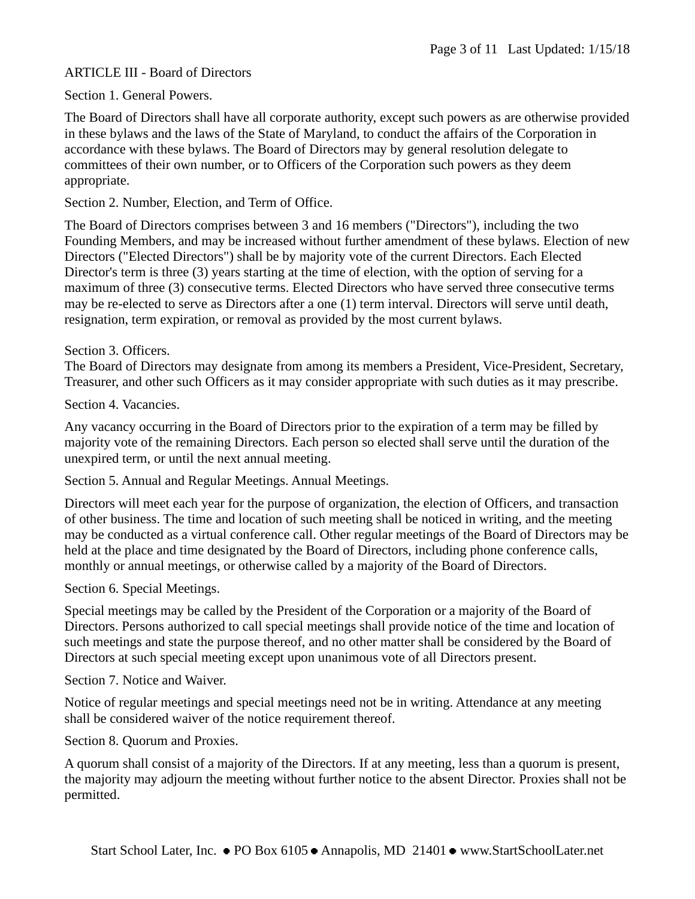## ARTICLE III - Board of Directors

### Section 1. General Powers.

The Board of Directors shall have all corporate authority, except such powers as are otherwise provided in these bylaws and the laws of the State of Maryland, to conduct the affairs of the Corporation in accordance with these bylaws. The Board of Directors may by general resolution delegate to committees of their own number, or to Officers of the Corporation such powers as they deem appropriate.

### Section 2. Number, Election, and Term of Office.

The Board of Directors comprises between 3 and 16 members ("Directors"), including the two Founding Members, and may be increased without further amendment of these bylaws. Election of new Directors ("Elected Directors") shall be by majority vote of the current Directors. Each Elected Director's term is three (3) years starting at the time of election, with the option of serving for a maximum of three (3) consecutive terms. Elected Directors who have served three consecutive terms may be re-elected to serve as Directors after a one (1) term interval. Directors will serve until death, resignation, term expiration, or removal as provided by the most current bylaws.

### Section 3. Officers.

The Board of Directors may designate from among its members a President, Vice-President, Secretary, Treasurer, and other such Officers as it may consider appropriate with such duties as it may prescribe.

### Section 4. Vacancies.

Any vacancy occurring in the Board of Directors prior to the expiration of a term may be filled by majority vote of the remaining Directors. Each person so elected shall serve until the duration of the unexpired term, or until the next annual meeting.

### Section 5. Annual and Regular Meetings. Annual Meetings.

Directors will meet each year for the purpose of organization, the election of Officers, and transaction of other business. The time and location of such meeting shall be noticed in writing, and the meeting may be conducted as a virtual conference call. Other regular meetings of the Board of Directors may be held at the place and time designated by the Board of Directors, including phone conference calls, monthly or annual meetings, or otherwise called by a majority of the Board of Directors.

### Section 6. Special Meetings.

Special meetings may be called by the President of the Corporation or a majority of the Board of Directors. Persons authorized to call special meetings shall provide notice of the time and location of such meetings and state the purpose thereof, and no other matter shall be considered by the Board of Directors at such special meeting except upon unanimous vote of all Directors present.

### Section 7. Notice and Waiver.

Notice of regular meetings and special meetings need not be in writing. Attendance at any meeting shall be considered waiver of the notice requirement thereof.

### Section 8. Quorum and Proxies.

A quorum shall consist of a majority of the Directors. If at any meeting, less than a quorum is present, the majority may adjourn the meeting without further notice to the absent Director. Proxies shall not be permitted.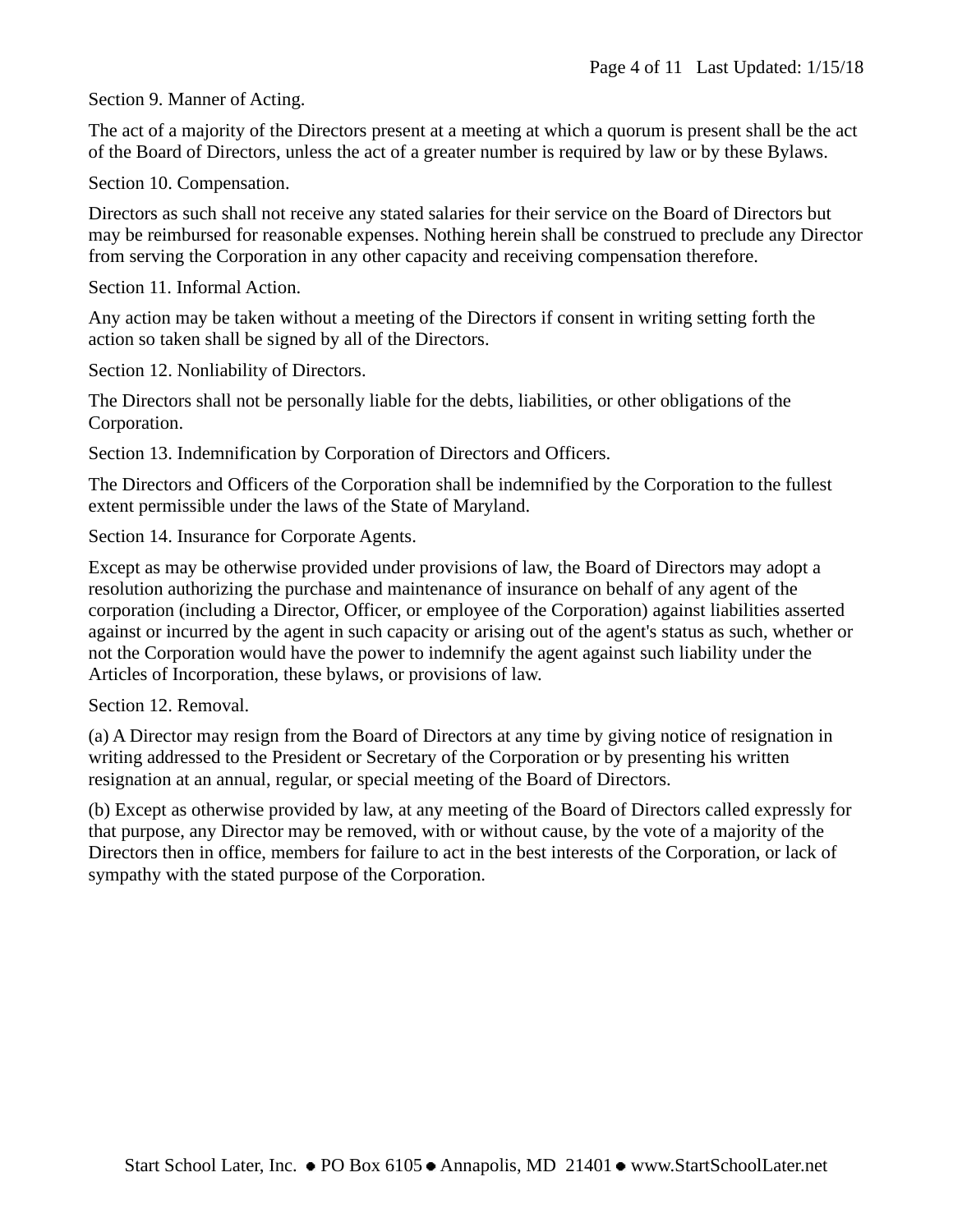Section 9. Manner of Acting.

The act of a majority of the Directors present at a meeting at which a quorum is present shall be the act of the Board of Directors, unless the act of a greater number is required by law or by these Bylaws.

Section 10. Compensation.

Directors as such shall not receive any stated salaries for their service on the Board of Directors but may be reimbursed for reasonable expenses. Nothing herein shall be construed to preclude any Director from serving the Corporation in any other capacity and receiving compensation therefore.

Section 11. Informal Action.

Any action may be taken without a meeting of the Directors if consent in writing setting forth the action so taken shall be signed by all of the Directors.

Section 12. Nonliability of Directors.

The Directors shall not be personally liable for the debts, liabilities, or other obligations of the Corporation.

Section 13. Indemnification by Corporation of Directors and Officers.

The Directors and Officers of the Corporation shall be indemnified by the Corporation to the fullest extent permissible under the laws of the State of Maryland.

Section 14. Insurance for Corporate Agents.

Except as may be otherwise provided under provisions of law, the Board of Directors may adopt a resolution authorizing the purchase and maintenance of insurance on behalf of any agent of the corporation (including a Director, Officer, or employee of the Corporation) against liabilities asserted against or incurred by the agent in such capacity or arising out of the agent's status as such, whether or not the Corporation would have the power to indemnify the agent against such liability under the Articles of Incorporation, these bylaws, or provisions of law.

Section 12. Removal.

(a) A Director may resign from the Board of Directors at any time by giving notice of resignation in writing addressed to the President or Secretary of the Corporation or by presenting his written resignation at an annual, regular, or special meeting of the Board of Directors.

(b) Except as otherwise provided by law, at any meeting of the Board of Directors called expressly for that purpose, any Director may be removed, with or without cause, by the vote of a majority of the Directors then in office, members for failure to act in the best interests of the Corporation, or lack of sympathy with the stated purpose of the Corporation.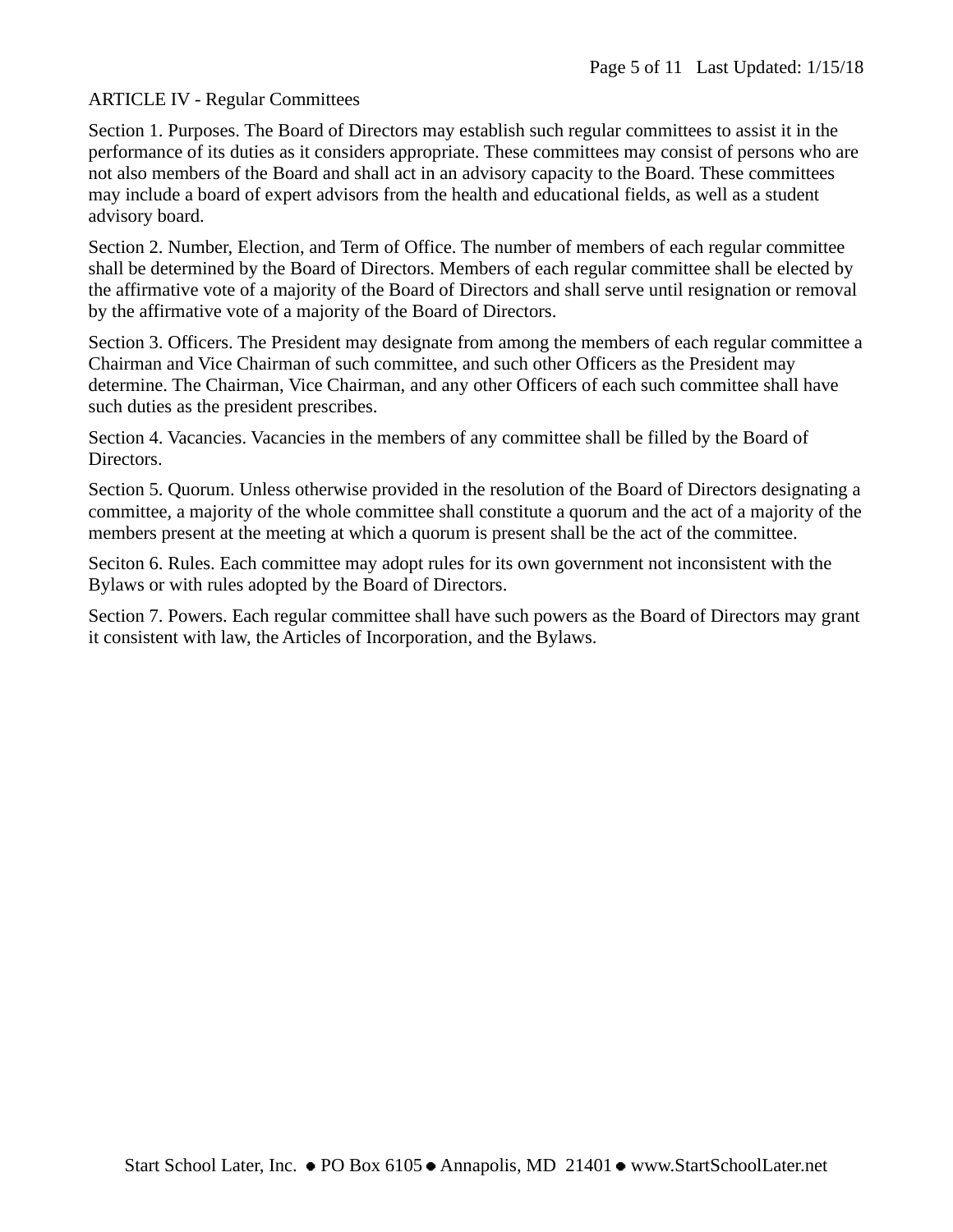## ARTICLE IV - Regular Committees

Section 1. Purposes. The Board of Directors may establish such regular committees to assist it in the performance of its duties as it considers appropriate. These committees may consist of persons who are not also members of the Board and shall act in an advisory capacity to the Board. These committees may include a board of expert advisors from the health and educational fields, as well as a student advisory board.

Section 2. Number, Election, and Term of Office. The number of members of each regular committee shall be determined by the Board of Directors. Members of each regular committee shall be elected by the affirmative vote of a majority of the Board of Directors and shall serve until resignation or removal by the affirmative vote of a majority of the Board of Directors.

Section 3. Officers. The President may designate from among the members of each regular committee a Chairman and Vice Chairman of such committee, and such other Officers as the President may determine. The Chairman, Vice Chairman, and any other Officers of each such committee shall have such duties as the president prescribes.

Section 4. Vacancies. Vacancies in the members of any committee shall be filled by the Board of Directors.

Section 5. Quorum. Unless otherwise provided in the resolution of the Board of Directors designating a committee, a majority of the whole committee shall constitute a quorum and the act of a majority of the members present at the meeting at which a quorum is present shall be the act of the committee.

Seciton 6. Rules. Each committee may adopt rules for its own government not inconsistent with the Bylaws or with rules adopted by the Board of Directors.

Section 7. Powers. Each regular committee shall have such powers as the Board of Directors may grant it consistent with law, the Articles of Incorporation, and the Bylaws.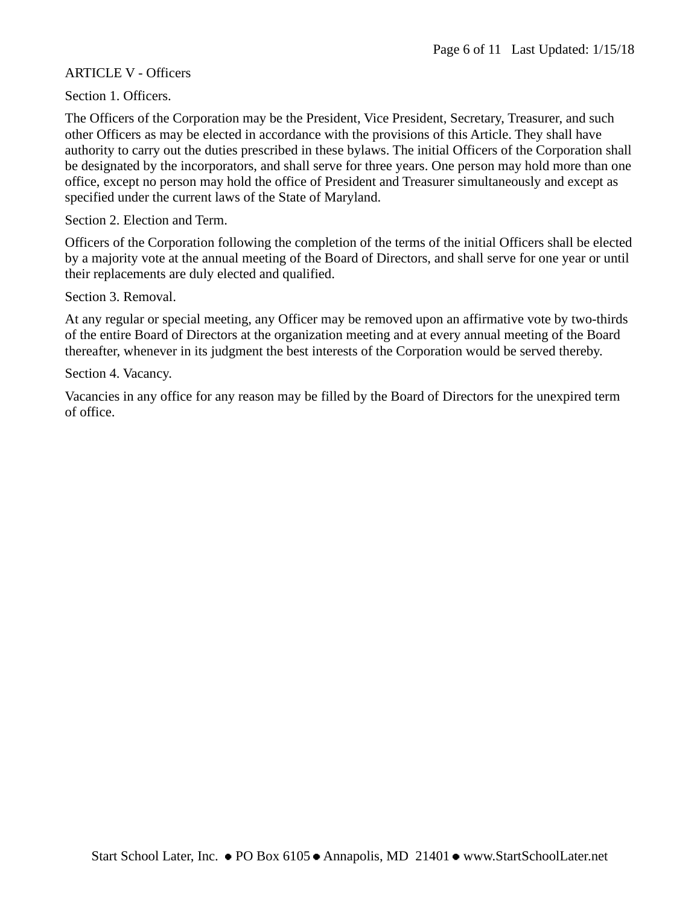## ARTICLE V - Officers

### Section 1. Officers.

The Officers of the Corporation may be the President, Vice President, Secretary, Treasurer, and such other Officers as may be elected in accordance with the provisions of this Article. They shall have authority to carry out the duties prescribed in these bylaws. The initial Officers of the Corporation shall be designated by the incorporators, and shall serve for three years. One person may hold more than one office, except no person may hold the office of President and Treasurer simultaneously and except as specified under the current laws of the State of Maryland.

### Section 2. Election and Term.

Officers of the Corporation following the completion of the terms of the initial Officers shall be elected by a majority vote at the annual meeting of the Board of Directors, and shall serve for one year or until their replacements are duly elected and qualified.

### Section 3. Removal.

At any regular or special meeting, any Officer may be removed upon an affirmative vote by two-thirds of the entire Board of Directors at the organization meeting and at every annual meeting of the Board thereafter, whenever in its judgment the best interests of the Corporation would be served thereby.

### Section 4. Vacancy.

Vacancies in any office for any reason may be filled by the Board of Directors for the unexpired term of office.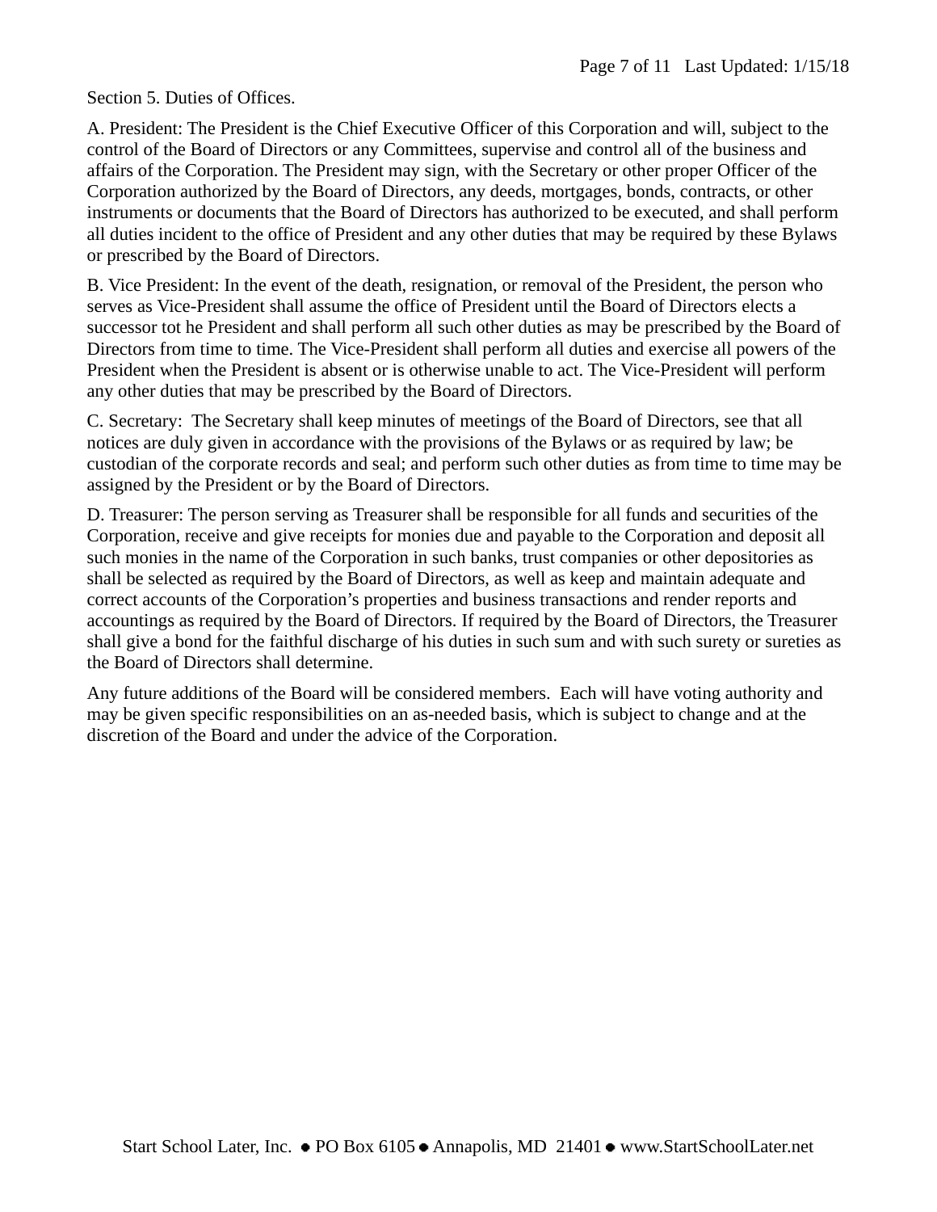Section 5. Duties of Offices.

A. President: The President is the Chief Executive Officer of this Corporation and will, subject to the control of the Board of Directors or any Committees, supervise and control all of the business and affairs of the Corporation. The President may sign, with the Secretary or other proper Officer of the Corporation authorized by the Board of Directors, any deeds, mortgages, bonds, contracts, or other instruments or documents that the Board of Directors has authorized to be executed, and shall perform all duties incident to the office of President and any other duties that may be required by these Bylaws or prescribed by the Board of Directors.

B. Vice President: In the event of the death, resignation, or removal of the President, the person who serves as Vice-President shall assume the office of President until the Board of Directors elects a successor tot he President and shall perform all such other duties as may be prescribed by the Board of Directors from time to time. The Vice-President shall perform all duties and exercise all powers of the President when the President is absent or is otherwise unable to act. The Vice-President will perform any other duties that may be prescribed by the Board of Directors.

C. Secretary: The Secretary shall keep minutes of meetings of the Board of Directors, see that all notices are duly given in accordance with the provisions of the Bylaws or as required by law; be custodian of the corporate records and seal; and perform such other duties as from time to time may be assigned by the President or by the Board of Directors.

D. Treasurer: The person serving as Treasurer shall be responsible for all funds and securities of the Corporation, receive and give receipts for monies due and payable to the Corporation and deposit all such monies in the name of the Corporation in such banks, trust companies or other depositories as shall be selected as required by the Board of Directors, as well as keep and maintain adequate and correct accounts of the Corporation's properties and business transactions and render reports and accountings as required by the Board of Directors. If required by the Board of Directors, the Treasurer shall give a bond for the faithful discharge of his duties in such sum and with such surety or sureties as the Board of Directors shall determine.

Any future additions of the Board will be considered members. Each will have voting authority and may be given specific responsibilities on an as-needed basis, which is subject to change and at the discretion of the Board and under the advice of the Corporation.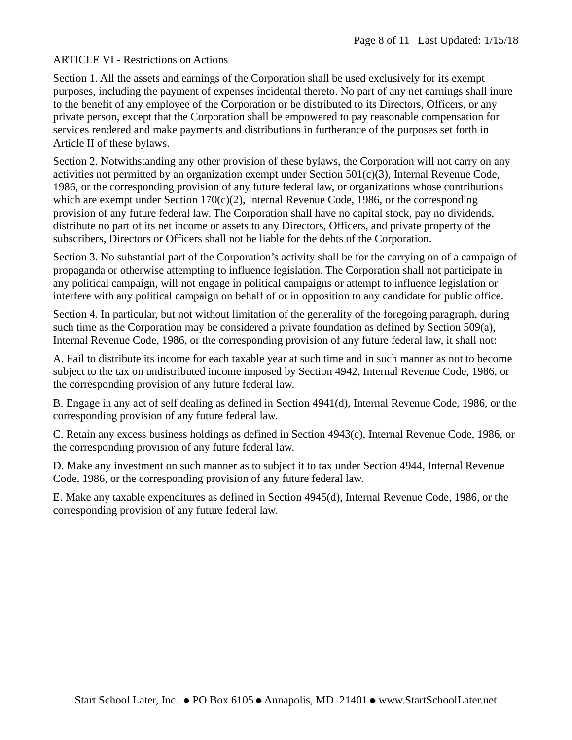## ARTICLE VI - Restrictions on Actions

Section 1. All the assets and earnings of the Corporation shall be used exclusively for its exempt purposes, including the payment of expenses incidental thereto. No part of any net earnings shall inure to the benefit of any employee of the Corporation or be distributed to its Directors, Officers, or any private person, except that the Corporation shall be empowered to pay reasonable compensation for services rendered and make payments and distributions in furtherance of the purposes set forth in Article II of these bylaws.

Section 2. Notwithstanding any other provision of these bylaws, the Corporation will not carry on any activities not permitted by an organization exempt under Section 501(c)(3), Internal Revenue Code, 1986, or the corresponding provision of any future federal law, or organizations whose contributions which are exempt under Section 170(c)(2), Internal Revenue Code, 1986, or the corresponding provision of any future federal law. The Corporation shall have no capital stock, pay no dividends, distribute no part of its net income or assets to any Directors, Officers, and private property of the subscribers, Directors or Officers shall not be liable for the debts of the Corporation.

Section 3. No substantial part of the Corporation's activity shall be for the carrying on of a campaign of propaganda or otherwise attempting to influence legislation. The Corporation shall not participate in any political campaign, will not engage in political campaigns or attempt to influence legislation or interfere with any political campaign on behalf of or in opposition to any candidate for public office.

Section 4. In particular, but not without limitation of the generality of the foregoing paragraph, during such time as the Corporation may be considered a private foundation as defined by Section 509(a), Internal Revenue Code, 1986, or the corresponding provision of any future federal law, it shall not:

A. Fail to distribute its income for each taxable year at such time and in such manner as not to become subject to the tax on undistributed income imposed by Section 4942, Internal Revenue Code, 1986, or the corresponding provision of any future federal law.

B. Engage in any act of self dealing as defined in Section 4941(d), Internal Revenue Code, 1986, or the corresponding provision of any future federal law.

C. Retain any excess business holdings as defined in Section 4943(c), Internal Revenue Code, 1986, or the corresponding provision of any future federal law.

D. Make any investment on such manner as to subject it to tax under Section 4944, Internal Revenue Code, 1986, or the corresponding provision of any future federal law.

E. Make any taxable expenditures as defined in Section 4945(d), Internal Revenue Code, 1986, or the corresponding provision of any future federal law.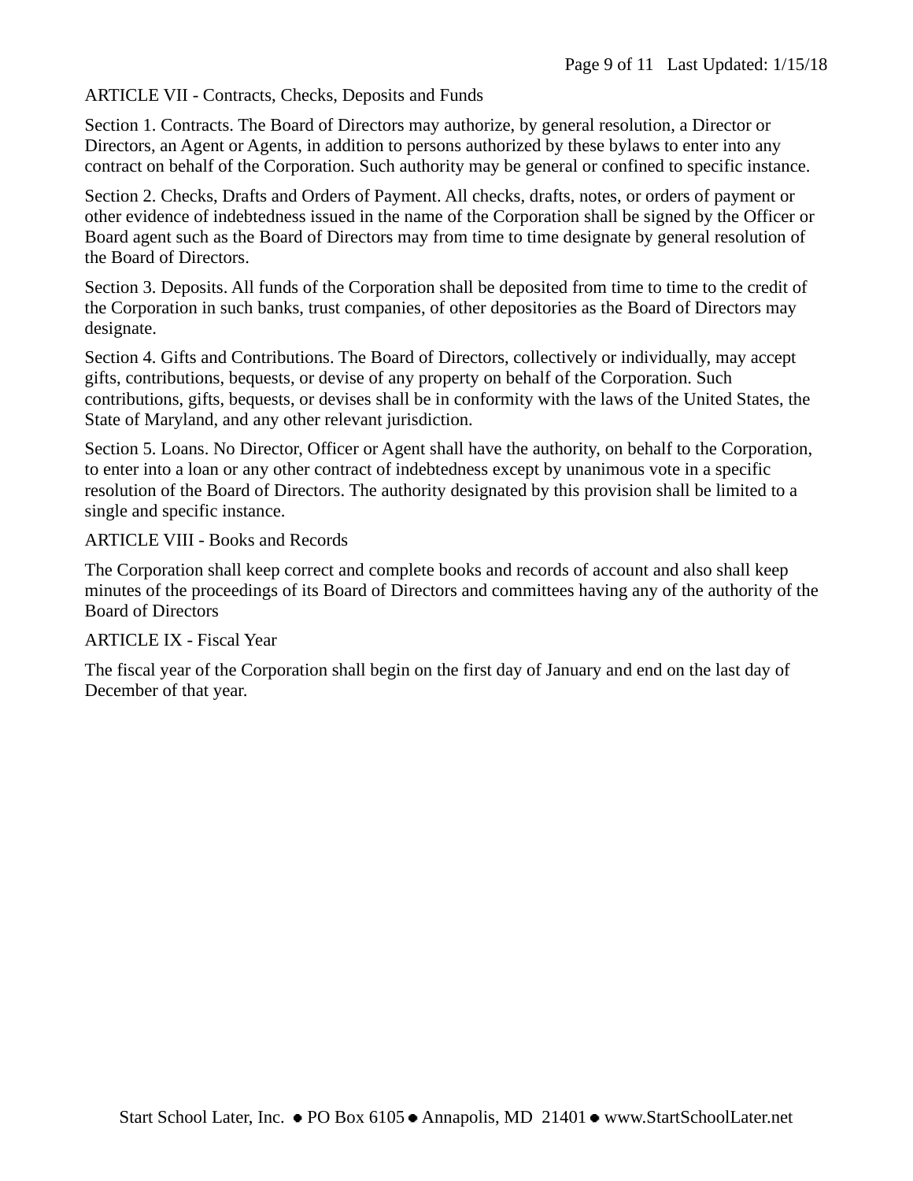## ARTICLE VII - Contracts, Checks, Deposits and Funds

Section 1. Contracts. The Board of Directors may authorize, by general resolution, a Director or Directors, an Agent or Agents, in addition to persons authorized by these bylaws to enter into any contract on behalf of the Corporation. Such authority may be general or confined to specific instance.

Section 2. Checks, Drafts and Orders of Payment. All checks, drafts, notes, or orders of payment or other evidence of indebtedness issued in the name of the Corporation shall be signed by the Officer or Board agent such as the Board of Directors may from time to time designate by general resolution of the Board of Directors.

Section 3. Deposits. All funds of the Corporation shall be deposited from time to time to the credit of the Corporation in such banks, trust companies, of other depositories as the Board of Directors may designate.

Section 4. Gifts and Contributions. The Board of Directors, collectively or individually, may accept gifts, contributions, bequests, or devise of any property on behalf of the Corporation. Such contributions, gifts, bequests, or devises shall be in conformity with the laws of the United States, the State of Maryland, and any other relevant jurisdiction.

Section 5. Loans. No Director, Officer or Agent shall have the authority, on behalf to the Corporation, to enter into a loan or any other contract of indebtedness except by unanimous vote in a specific resolution of the Board of Directors. The authority designated by this provision shall be limited to a single and specific instance.

## ARTICLE VIII - Books and Records

The Corporation shall keep correct and complete books and records of account and also shall keep minutes of the proceedings of its Board of Directors and committees having any of the authority of the Board of Directors

## ARTICLE IX - Fiscal Year

The fiscal year of the Corporation shall begin on the first day of January and end on the last day of December of that year.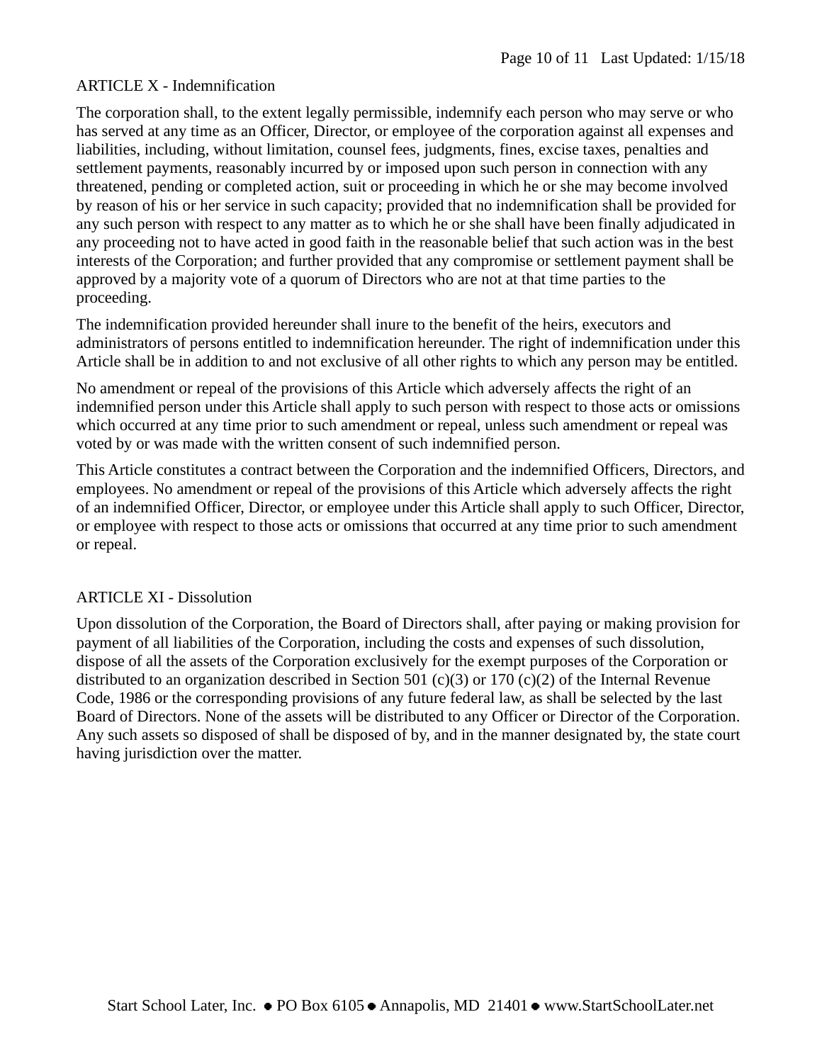## ARTICLE X - Indemnification

The corporation shall, to the extent legally permissible, indemnify each person who may serve or who has served at any time as an Officer, Director, or employee of the corporation against all expenses and liabilities, including, without limitation, counsel fees, judgments, fines, excise taxes, penalties and settlement payments, reasonably incurred by or imposed upon such person in connection with any threatened, pending or completed action, suit or proceeding in which he or she may become involved by reason of his or her service in such capacity; provided that no indemnification shall be provided for any such person with respect to any matter as to which he or she shall have been finally adjudicated in any proceeding not to have acted in good faith in the reasonable belief that such action was in the best interests of the Corporation; and further provided that any compromise or settlement payment shall be approved by a majority vote of a quorum of Directors who are not at that time parties to the proceeding.

The indemnification provided hereunder shall inure to the benefit of the heirs, executors and administrators of persons entitled to indemnification hereunder. The right of indemnification under this Article shall be in addition to and not exclusive of all other rights to which any person may be entitled.

No amendment or repeal of the provisions of this Article which adversely affects the right of an indemnified person under this Article shall apply to such person with respect to those acts or omissions which occurred at any time prior to such amendment or repeal, unless such amendment or repeal was voted by or was made with the written consent of such indemnified person.

This Article constitutes a contract between the Corporation and the indemnified Officers, Directors, and employees. No amendment or repeal of the provisions of this Article which adversely affects the right of an indemnified Officer, Director, or employee under this Article shall apply to such Officer, Director, or employee with respect to those acts or omissions that occurred at any time prior to such amendment or repeal.

## ARTICLE XI - Dissolution

Upon dissolution of the Corporation, the Board of Directors shall, after paying or making provision for payment of all liabilities of the Corporation, including the costs and expenses of such dissolution, dispose of all the assets of the Corporation exclusively for the exempt purposes of the Corporation or distributed to an organization described in Section 501 (c)(3) or 170 (c)(2) of the Internal Revenue Code, 1986 or the corresponding provisions of any future federal law, as shall be selected by the last Board of Directors. None of the assets will be distributed to any Officer or Director of the Corporation. Any such assets so disposed of shall be disposed of by, and in the manner designated by, the state court having jurisdiction over the matter.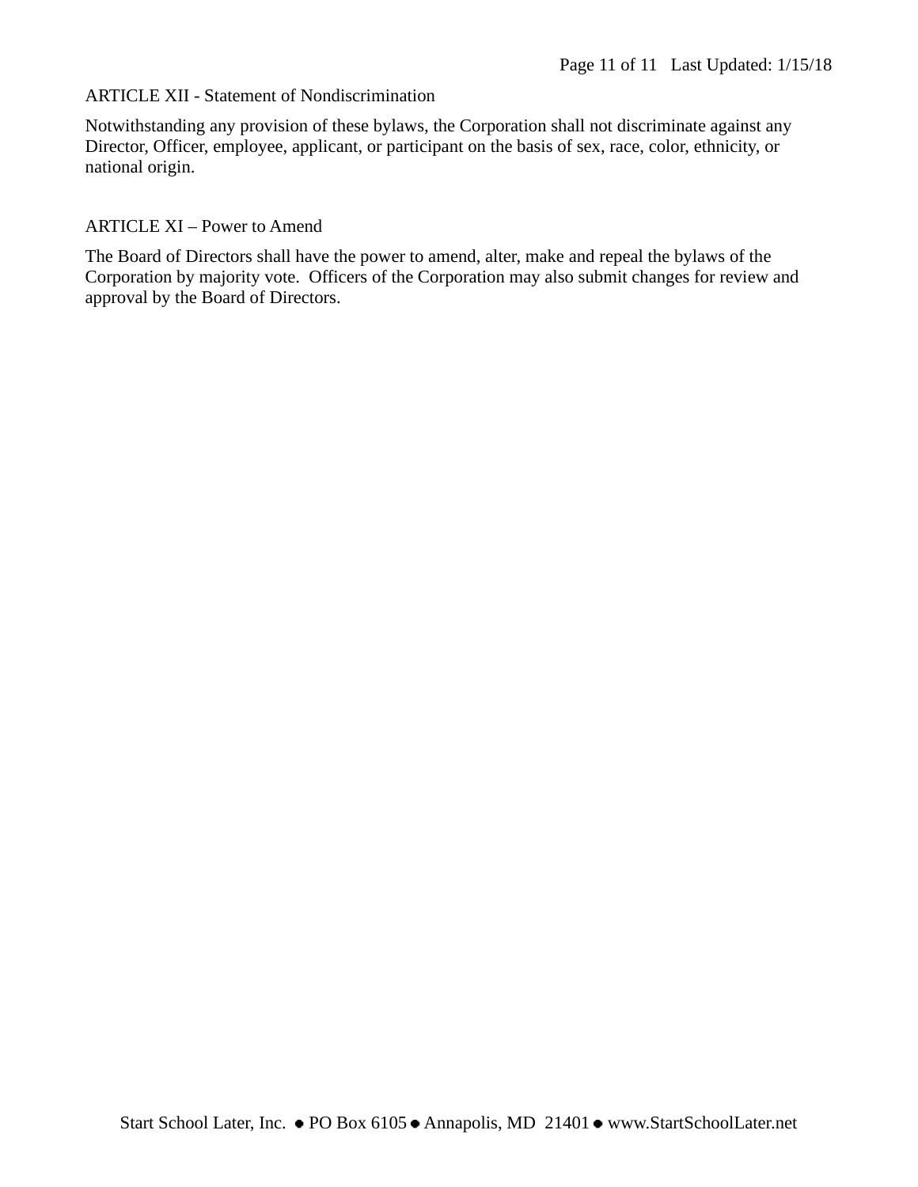## ARTICLE XII - Statement of Nondiscrimination

Notwithstanding any provision of these bylaws, the Corporation shall not discriminate against any Director, Officer, employee, applicant, or participant on the basis of sex, race, color, ethnicity, or national origin.

## ARTICLE XI – Power to Amend

The Board of Directors shall have the power to amend, alter, make and repeal the bylaws of the Corporation by majority vote. Officers of the Corporation may also submit changes for review and approval by the Board of Directors.